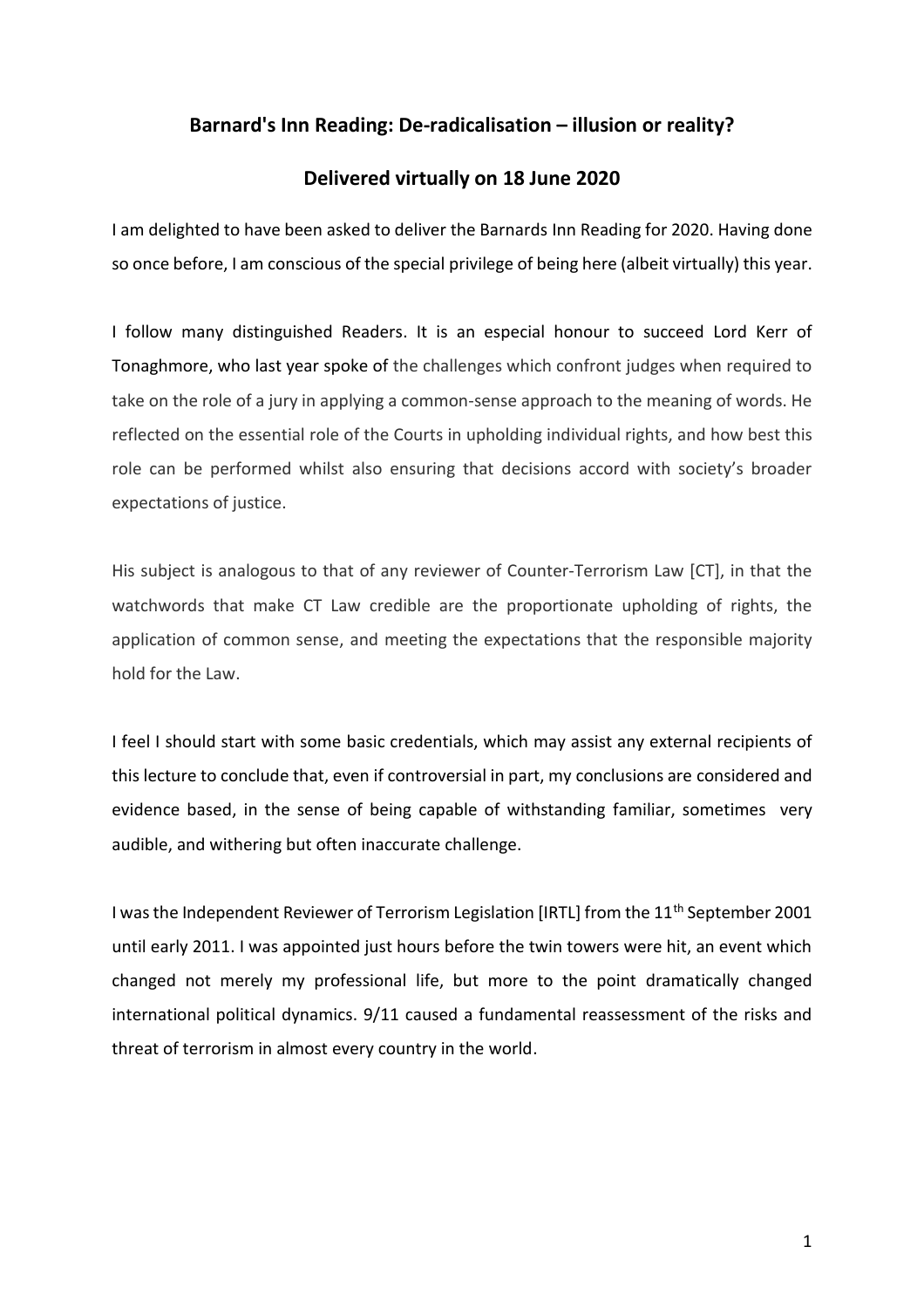## Barnard's Inn Reading: De-radicalisation – illusion or reality?

## Delivered virtually on 18 June 2020

I am delighted to have been asked to deliver the Barnards Inn Reading for 2020. Having done so once before, I am conscious of the special privilege of being here (albeit virtually) this year.

I follow many distinguished Readers. It is an especial honour to succeed Lord Kerr of Tonaghmore, who last year spoke of the challenges which confront judges when required to take on the role of a jury in applying a common-sense approach to the meaning of words. He reflected on the essential role of the Courts in upholding individual rights, and how best this role can be performed whilst also ensuring that decisions accord with society's broader expectations of justice.

His subject is analogous to that of any reviewer of Counter-Terrorism Law [CT], in that the watchwords that make CT Law credible are the proportionate upholding of rights, the application of common sense, and meeting the expectations that the responsible majority hold for the Law.

I feel I should start with some basic credentials, which may assist any external recipients of this lecture to conclude that, even if controversial in part, my conclusions are considered and evidence based, in the sense of being capable of withstanding familiar, sometimes very audible, and withering but often inaccurate challenge.

I was the Independent Reviewer of Terrorism Legislation [IRTL] from the 11th September 2001 until early 2011. I was appointed just hours before the twin towers were hit, an event which changed not merely my professional life, but more to the point dramatically changed international political dynamics. 9/11 caused a fundamental reassessment of the risks and threat of terrorism in almost every country in the world.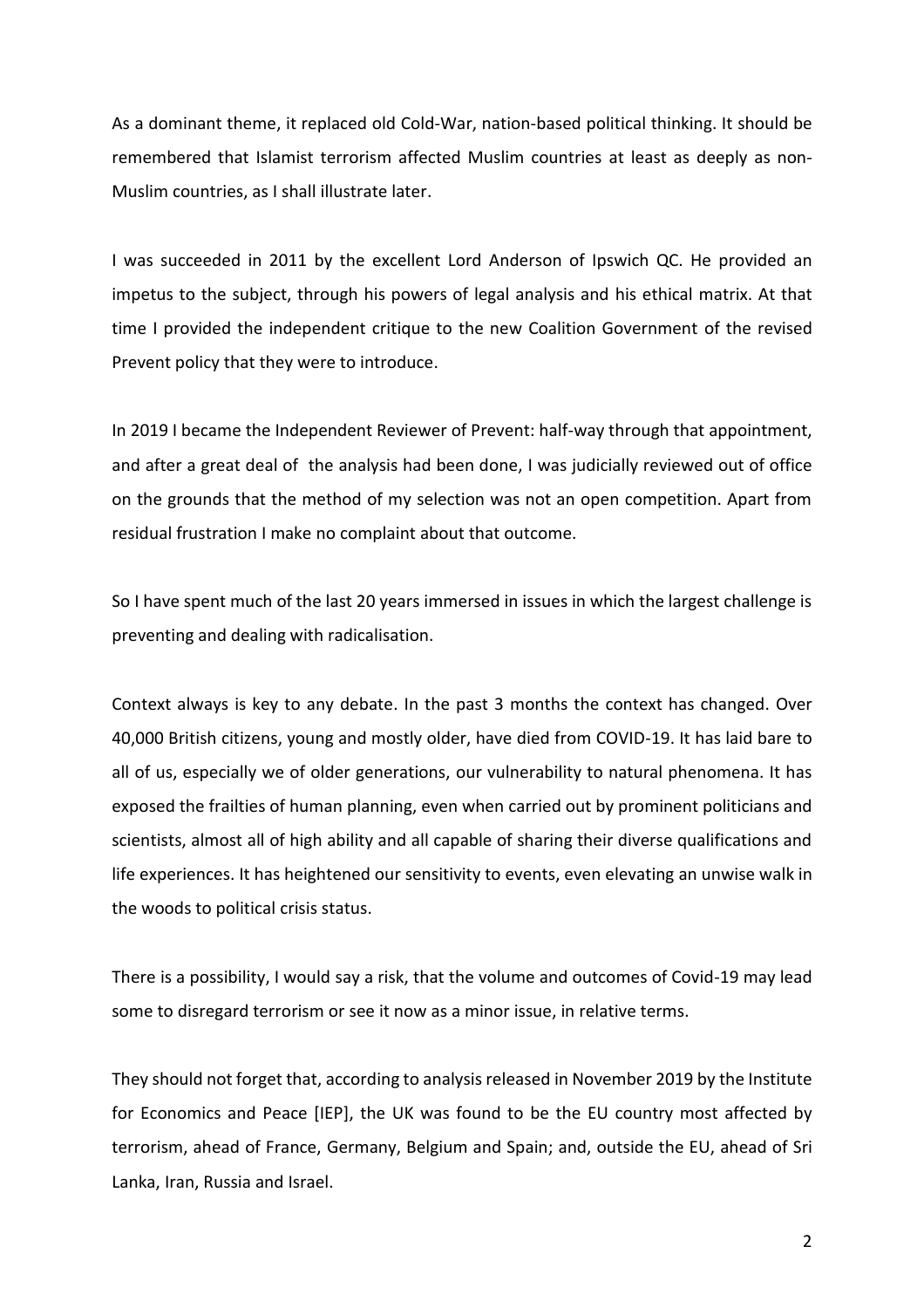As a dominant theme, it replaced old Cold-War, nation-based political thinking. It should be remembered that Islamist terrorism affected Muslim countries at least as deeply as non-Muslim countries, as I shall illustrate later.

I was succeeded in 2011 by the excellent Lord Anderson of Ipswich QC. He provided an impetus to the subject, through his powers of legal analysis and his ethical matrix. At that time I provided the independent critique to the new Coalition Government of the revised Prevent policy that they were to introduce.

In 2019 I became the Independent Reviewer of Prevent: half-way through that appointment, and after a great deal of the analysis had been done, I was judicially reviewed out of office on the grounds that the method of my selection was not an open competition. Apart from residual frustration I make no complaint about that outcome.

So I have spent much of the last 20 years immersed in issues in which the largest challenge is preventing and dealing with radicalisation.

Context always is key to any debate. In the past 3 months the context has changed. Over 40,000 British citizens, young and mostly older, have died from COVID-19. It has laid bare to all of us, especially we of older generations, our vulnerability to natural phenomena. It has exposed the frailties of human planning, even when carried out by prominent politicians and scientists, almost all of high ability and all capable of sharing their diverse qualifications and life experiences. It has heightened our sensitivity to events, even elevating an unwise walk in the woods to political crisis status.

There is a possibility, I would say a risk, that the volume and outcomes of Covid-19 may lead some to disregard terrorism or see it now as a minor issue, in relative terms.

They should not forget that, according to analysis released in November 2019 by the Institute for Economics and Peace [IEP], the UK was found to be the EU country most affected by terrorism, ahead of France, Germany, Belgium and Spain; and, outside the EU, ahead of Sri Lanka, Iran, Russia and Israel.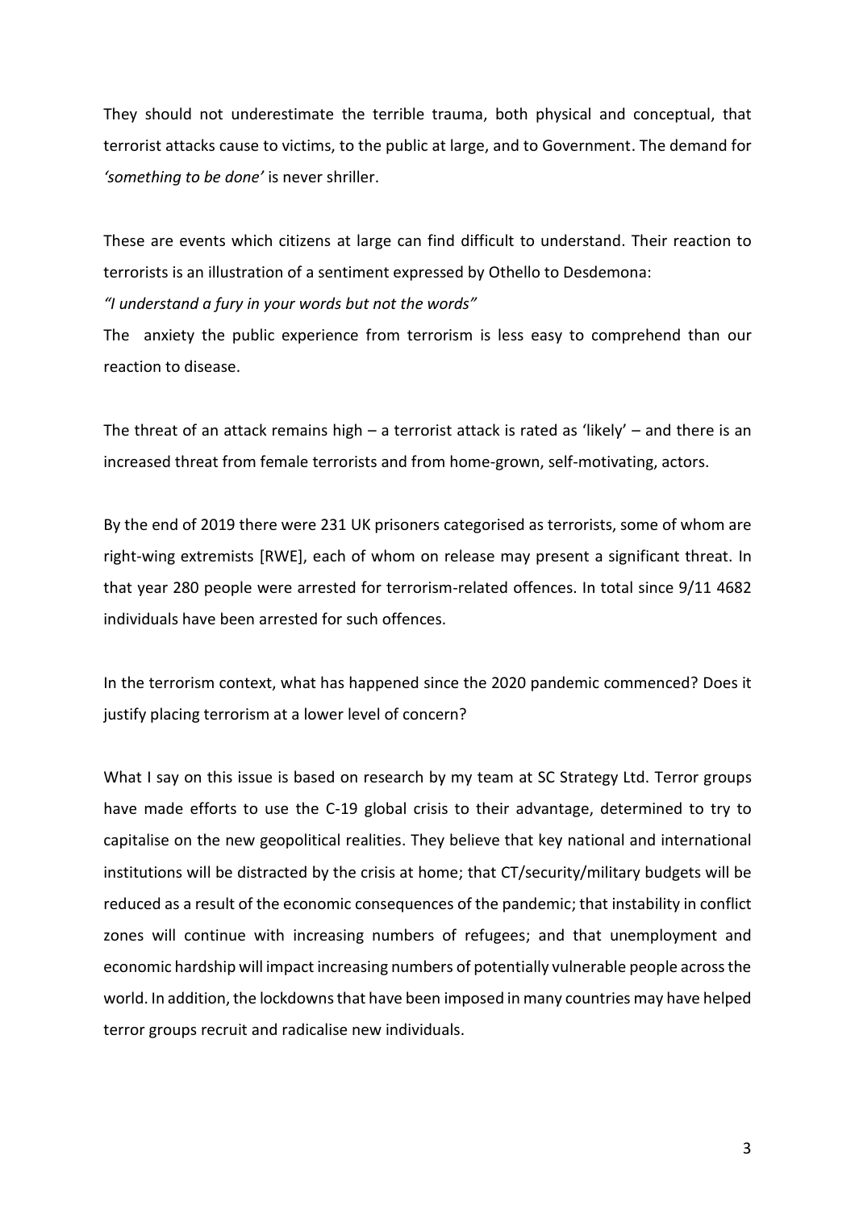They should not underestimate the terrible trauma, both physical and conceptual, that terrorist attacks cause to victims, to the public at large, and to Government. The demand for *'something to be done'* is never shriller.

These are events which citizens at large can find difficult to understand. Their reaction to terrorists is an illustration of a sentiment expressed by Othello to Desdemona:

*"I understand a fury in your words but not the words"*

The anxiety the public experience from terrorism is less easy to comprehend than our reaction to disease.

The threat of an attack remains high – a terrorist attack is rated as 'likely' – and there is an increased threat from female terrorists and from home-grown, self-motivating, actors.

By the end of 2019 there were 231 UK prisoners categorised as terrorists, some of whom are right-wing extremists [RWE], each of whom on release may present a significant threat. In that year 280 people were arrested for terrorism-related offences. In total since 9/11 4682 individuals have been arrested for such offences.

In the terrorism context, what has happened since the 2020 pandemic commenced? Does it justify placing terrorism at a lower level of concern?

What I say on this issue is based on research by my team at SC Strategy Ltd. Terror groups have made efforts to use the C-19 global crisis to their advantage, determined to try to capitalise on the new geopolitical realities. They believe that key national and international institutions will be distracted by the crisis at home; that CT/security/military budgets will be reduced as a result of the economic consequences of the pandemic; that instability in conflict zones will continue with increasing numbers of refugees; and that unemployment and economic hardship will impact increasing numbers of potentially vulnerable people across the world. In addition, the lockdowns that have been imposed in many countries may have helped terror groups recruit and radicalise new individuals.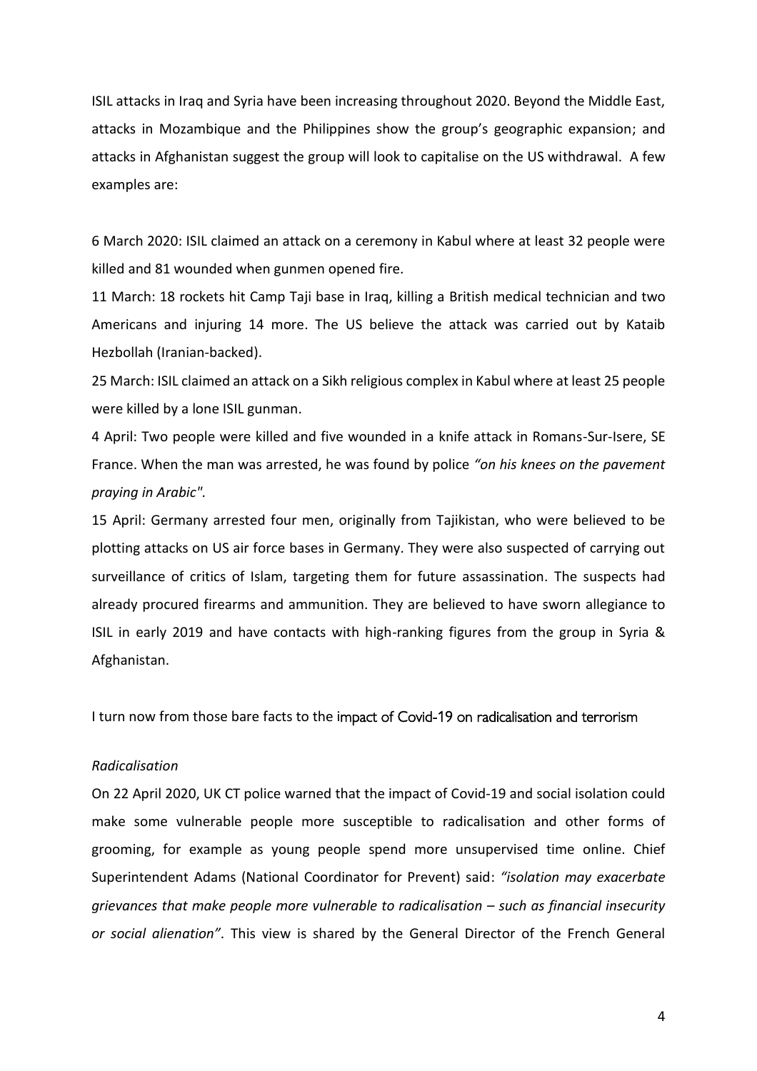ISIL attacks in Iraq and Syria have been increasing throughout 2020. Beyond the Middle East, attacks in Mozambique and the Philippines show the group's geographic expansion; and attacks in Afghanistan suggest the group will look to capitalise on the US withdrawal. A few examples are:

6 March 2020: ISIL claimed an attack on a ceremony in Kabul where at least 32 people were killed and 81 wounded when gunmen opened fire.

11 March: 18 rockets hit Camp Taji base in Iraq, killing a British medical technician and two Americans and injuring 14 more. The US believe the attack was carried out by Kataib Hezbollah (Iranian-backed).

25 March: ISIL claimed an attack on a Sikh religious complex in Kabul where at least 25 people were killed by a lone ISIL gunman.

4 April: Two people were killed and five wounded in a knife attack in Romans-Sur-Isere, SE France. When the man was arrested, he was found by police *"on his knees on the pavement praying in Arabic".*

15 April: Germany arrested four men, originally from Tajikistan, who were believed to be plotting attacks on US air force bases in Germany. They were also suspected of carrying out surveillance of critics of Islam, targeting them for future assassination. The suspects had already procured firearms and ammunition. They are believed to have sworn allegiance to ISIL in early 2019 and have contacts with high-ranking figures from the group in Syria & Afghanistan.

I turn now from those bare facts to the impact of Covid-19 on radicalisation and terrorism

*Radicalisation*

On 22 April 2020, UK CT police warned that the impact of Covid-19 and social isolation could make some vulnerable people more susceptible to radicalisation and other forms of grooming, for example as young people spend more unsupervised time online. Chief Superintendent Adams (National Coordinator for Prevent) said: *"isolation may exacerbate grievances that make people more vulnerable to radicalisation – such as financial insecurity or social alienation"*. This view is shared by the General Director of the French General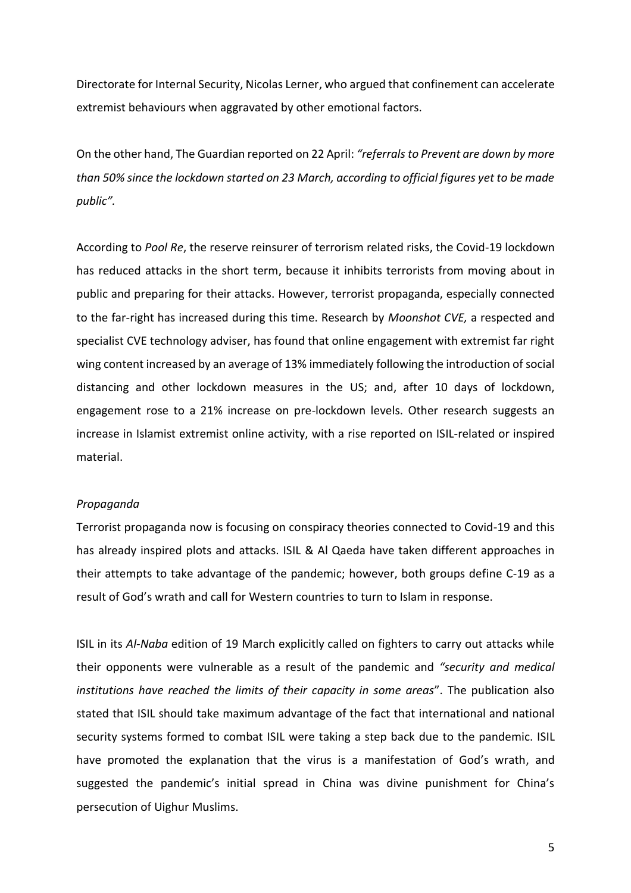Directorate for Internal Security, Nicolas Lerner, who argued that confinement can accelerate extremist behaviours when aggravated by other emotional factors.

On the other hand, The Guardian reported on 22 April: *"referrals to Prevent are down by more than 50% since the lockdown started on 23 March, according to official figures yet to be made public".*

According to *Pool Re*, the reserve reinsurer of terrorism related risks, the Covid-19 lockdown has reduced attacks in the short term, because it inhibits terrorists from moving about in public and preparing for their attacks. However, terrorist propaganda, especially connected to the far-right has increased during this time. Research by *Moonshot CVE,* a respected and specialist CVE technology adviser, has found that online engagement with extremist far right wing content increased by an average of 13% immediately following the introduction of social distancing and other lockdown measures in the US; and, after 10 days of lockdown, engagement rose to a 21% increase on pre-lockdown levels. Other research suggests an increase in Islamist extremist online activity, with a rise reported on ISIL-related or inspired material.

*Propaganda*

Terrorist propaganda now is focusing on conspiracy theories connected to Covid-19 and this has already inspired plots and attacks. ISIL & Al Qaeda have taken different approaches in their attempts to take advantage of the pandemic; however, both groups define C-19 as a result of God's wrath and call for Western countries to turn to Islam in response.

ISIL in its *Al-Naba* edition of 19 March explicitly called on fighters to carry out attacks while their opponents were vulnerable as a result of the pandemic and *"security and medical institutions have reached the limits of their capacity in some areas*". The publication also stated that ISIL should take maximum advantage of the fact that international and national security systems formed to combat ISIL were taking a step back due to the pandemic. ISIL have promoted the explanation that the virus is a manifestation of God's wrath, and suggested the pandemic's initial spread in China was divine punishment for China's persecution of Uighur Muslims.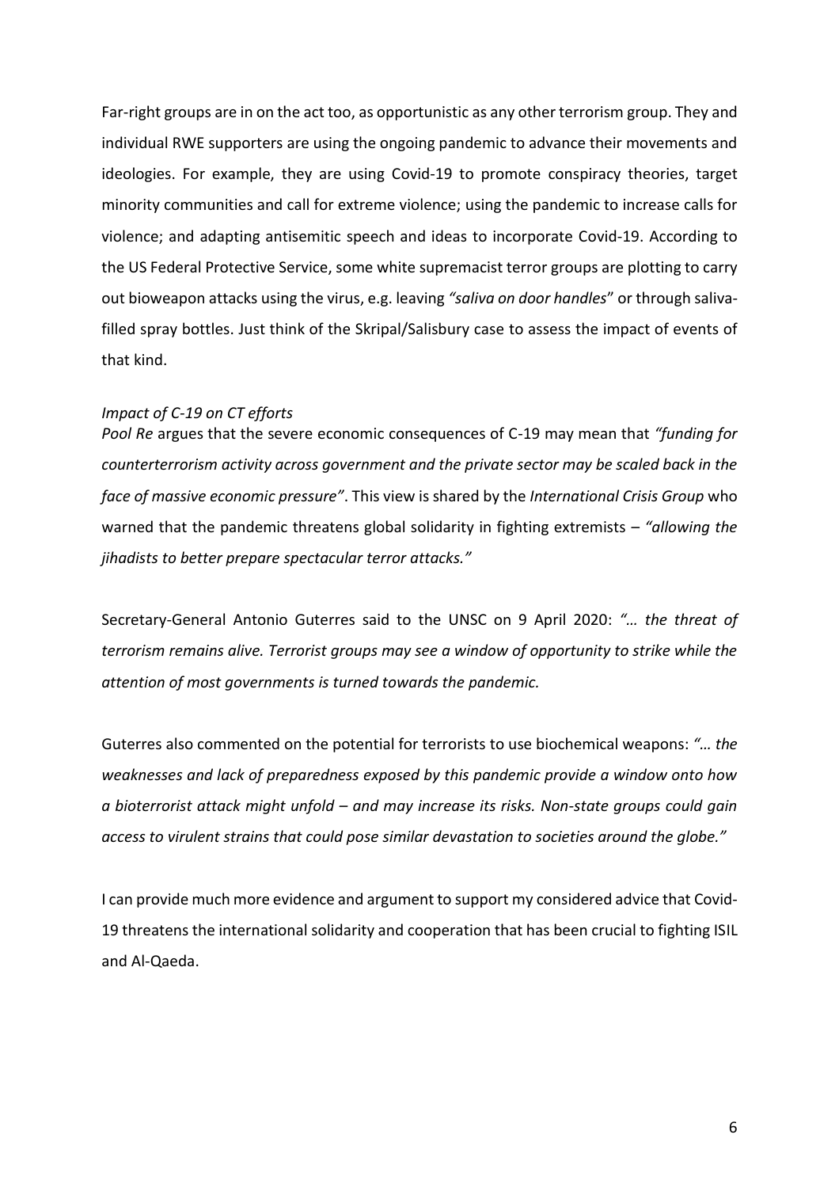Far-right groups are in on the act too, as opportunistic as any other terrorism group. They and individual RWE supporters are using the ongoing pandemic to advance their movements and ideologies. For example, they are using Covid-19 to promote conspiracy theories, target minority communities and call for extreme violence; using the pandemic to increase calls for violence; and adapting antisemitic speech and ideas to incorporate Covid-19. According to the US Federal Protective Service, some white supremacist terror groups are plotting to carry out bioweapon attacks using the virus, e.g. leaving *"saliva on door handles*" or through saliva-filled spray bottles. Just think of the Skripal/Salisbury case to assess the impact of events of that kind.

*Impact of C-19 on CT efforts*

*Pool Re* argues that the severe economic consequences of C-19 may mean that *"funding for counterterrorism activity across government and the private sector may be scaled back in the face of massive economic pressure"*. This view is shared by the *International Crisis Group* who warned that the pandemic threatens global solidarity in fighting extremists – *"allowing the jihadists to better prepare spectacular terror attacks."*

Secretary-General Antonio Guterres said to the UNSC on 9 April 2020: *"… the threat of terrorism remains alive. Terrorist groups may see a window of opportunity to strike while the attention of most governments is turned towards the pandemic.*

Guterres also commented on the potential for terrorists to use biochemical weapons: *"… the weaknesses and lack of preparedness exposed by this pandemic provide a window onto how a bioterrorist attack might unfold – and may increase its risks. Non-state groups could gain access to virulent strains that could pose similar devastation to societies around the globe."*

I can provide much more evidence and argument to support my considered advice that Covid-19 threatens the international solidarity and cooperation that has been crucial to fighting ISIL and Al-Qaeda.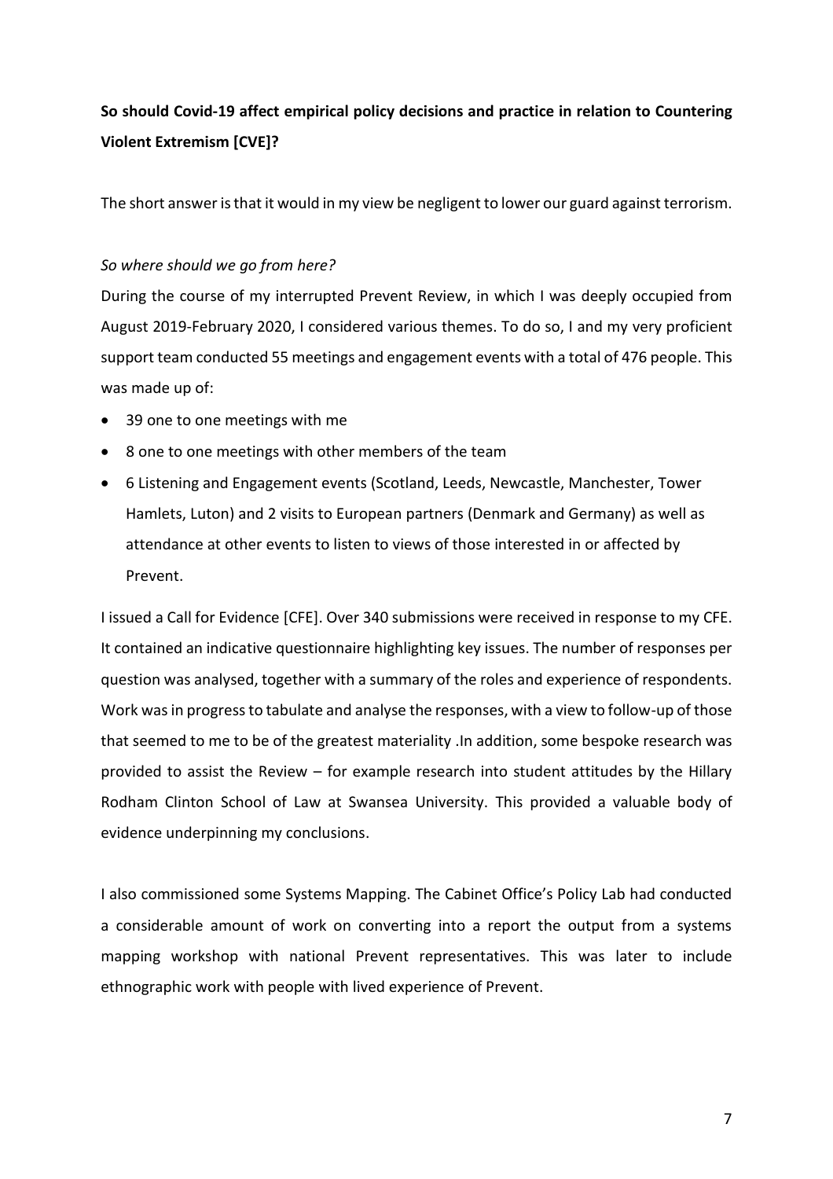**So should Covid-19 affect empirical policy decisions and practice in relation to Countering Violent Extremism [CVE]?**

The short answer is that it would in my view be negligent to lower our guard against terrorism.

*So where should we go from here?*

During the course of my interrupted Prevent Review, in which I was deeply occupied from August 2019-February 2020, I considered various themes. To do so, I and my very proficient support team conducted 55 meetings and engagement events with a total of 476 people. This was made up of:

- 39 one to one meetings with me
- 8 one to one meetings with other members of the team
- 6 Listening and Engagement events (Scotland, Leeds, Newcastle, Manchester, Tower Hamlets, Luton) and 2 visits to European partners (Denmark and Germany) as well as attendance at other events to listen to views of those interested in or affected by Prevent.

I issued a Call for Evidence [CFE]. Over 340 submissions were received in response to my CFE. It contained an indicative questionnaire highlighting key issues. The number of responses per question was analysed, together with a summary of the roles and experience of respondents. Work was in progress to tabulate and analyse the responses, with a view to follow-up of those that seemed to me to be of the greatest materiality .In addition, some bespoke research was provided to assist the Review – for example research into student attitudes by the Hillary Rodham Clinton School of Law at Swansea University. This provided a valuable body of evidence underpinning my conclusions.

I also commissioned some Systems Mapping. The Cabinet Office's Policy Lab had conducted a considerable amount of work on converting into a report the output from a systems mapping workshop with national Prevent representatives. This was later to include ethnographic work with people with lived experience of Prevent.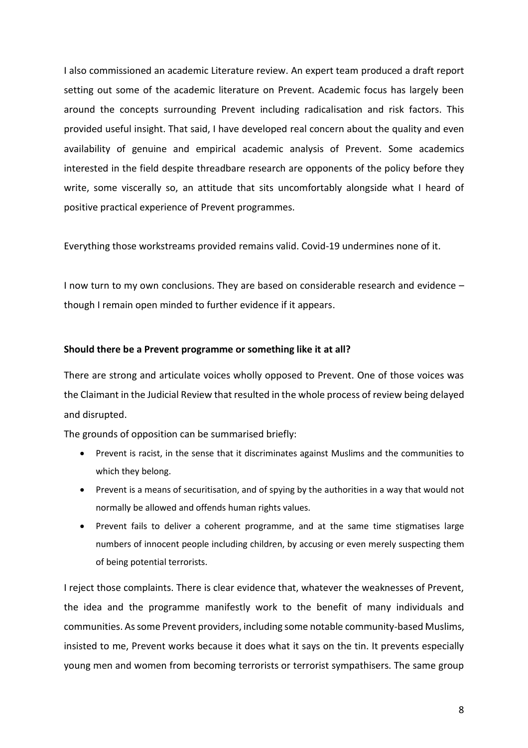I also commissioned an academic Literature review. An expert team produced a draft report setting out some of the academic literature on Prevent. Academic focus has largely been around the concepts surrounding Prevent including radicalisation and risk factors. This provided useful insight. That said, I have developed real concern about the quality and even availability of genuine and empirical academic analysis of Prevent. Some academics interested in the field despite threadbare research are opponents of the policy before they write, some viscerally so, an attitude that sits uncomfortably alongside what I heard of positive practical experience of Prevent programmes.

Everything those workstreams provided remains valid. Covid-19 undermines none of it.

I now turn to my own conclusions. They are based on considerable research and evidence – though I remain open minded to further evidence if it appears.

**Should there be a Prevent programme or something like it at all?**

There are strong and articulate voices wholly opposed to Prevent. One of those voices was the Claimant in the Judicial Review that resulted in the whole process of review being delayed and disrupted.

The grounds of opposition can be summarised briefly:

- Prevent is racist, in the sense that it discriminates against Muslims and the communities to which they belong.
- Prevent is a means of securitisation, and of spying by the authorities in a way that would not normally be allowed and offends human rights values.
- Prevent fails to deliver a coherent programme, and at the same time stigmatises large numbers of innocent people including children, by accusing or even merely suspecting them of being potential terrorists.

I reject those complaints. There is clear evidence that, whatever the weaknesses of Prevent, the idea and the programme manifestly work to the benefit of many individuals and communities. As some Prevent providers, including some notable community-based Muslims, insisted to me, Prevent works because it does what it says on the tin. It prevents especially young men and women from becoming terrorists or terrorist sympathisers. The same group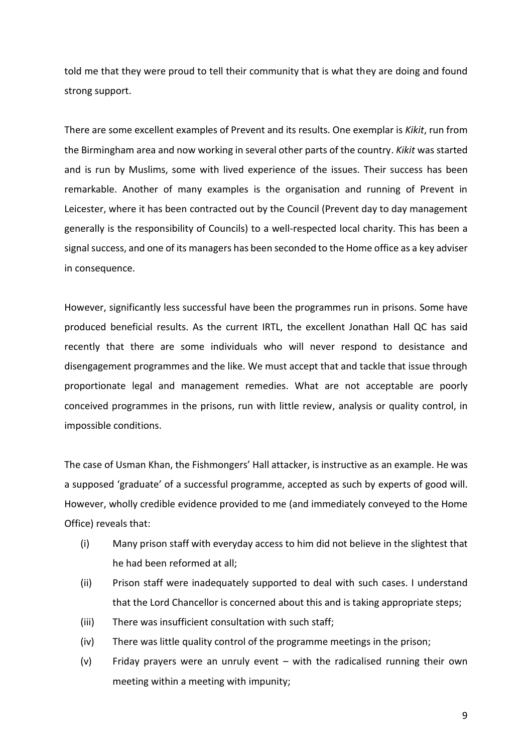told me that they were proud to tell their community that is what they are doing and found strong support.

There are some excellent examples of Prevent and its results. One exemplar is *Kikit*, run from the Birmingham area and now working in several other parts of the country. *Kikit* was started and is run by Muslims, some with lived experience of the issues. Their success has been remarkable. Another of many examples is the organisation and running of Prevent in Leicester, where it has been contracted out by the Council (Prevent day to day management generally is the responsibility of Councils) to a well-respected local charity. This has been a signal success, and one of its managers has been seconded to the Home office as a key adviser in consequence.

However, significantly less successful have been the programmes run in prisons. Some have produced beneficial results. As the current IRTL, the excellent Jonathan Hall QC has said recently that there are some individuals who will never respond to desistance and disengagement programmes and the like. We must accept that and tackle that issue through proportionate legal and management remedies. What are not acceptable are poorly conceived programmes in the prisons, run with little review, analysis or quality control, in impossible conditions.

The case of Usman Khan, the Fishmongers' Hall attacker, is instructive as an example. He was a supposed 'graduate' of a successful programme, accepted as such by experts of good will. However, wholly credible evidence provided to me (and immediately conveyed to the Home Office) reveals that:

- (i) Many prison staff with everyday access to him did not believe in the slightest that he had been reformed at all;
- (ii) Prison staff were inadequately supported to deal with such cases. I understand that the Lord Chancellor is concerned about this and is taking appropriate steps;
- (iii) There was insufficient consultation with such staff;
- (iv) There was little quality control of the programme meetings in the prison;
- (v) Friday prayers were an unruly event – with the radicalised running their own meeting within a meeting with impunity;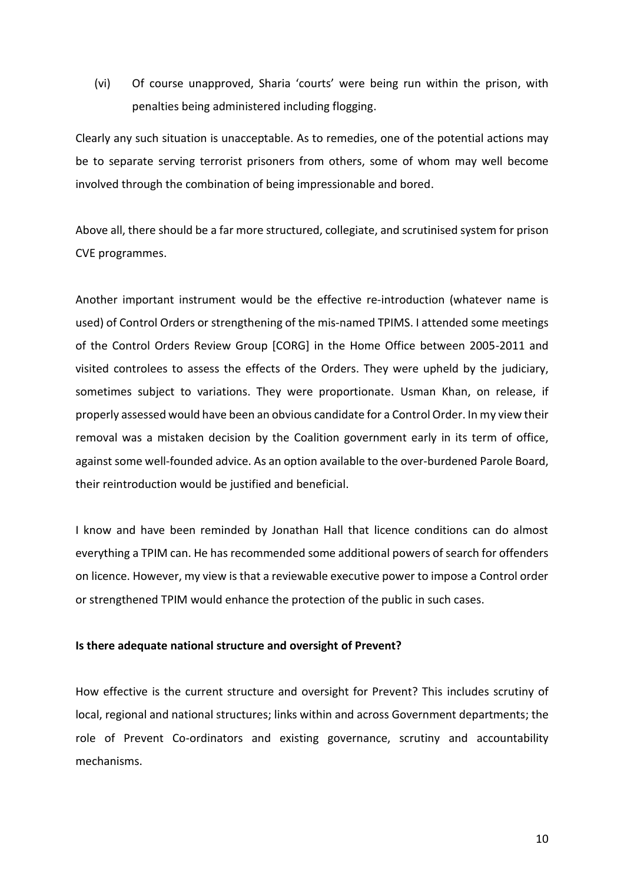(vi) Of course unapproved, Sharia 'courts' were being run within the prison, with penalties being administered including flogging.

Clearly any such situation is unacceptable. As to remedies, one of the potential actions may be to separate serving terrorist prisoners from others, some of whom may well become involved through the combination of being impressionable and bored.

Above all, there should be a far more structured, collegiate, and scrutinised system for prison CVE programmes.

Another important instrument would be the effective re-introduction (whatever name is used) of Control Orders or strengthening of the mis-named TPIMS. I attended some meetings of the Control Orders Review Group [CORG] in the Home Office between 2005-2011 and visited controlees to assess the effects of the Orders. They were upheld by the judiciary, sometimes subject to variations. They were proportionate. Usman Khan, on release, if properly assessed would have been an obvious candidate for a Control Order. In my view their removal was a mistaken decision by the Coalition government early in its term of office, against some well-founded advice. As an option available to the over-burdened Parole Board, their reintroduction would be justified and beneficial.

I know and have been reminded by Jonathan Hall that licence conditions can do almost everything a TPIM can. He has recommended some additional powers of search for offenders on licence. However, my view is that a reviewable executive power to impose a Control order or strengthened TPIM would enhance the protection of the public in such cases.

**Is there adequate national structure and oversight of Prevent?**

How effective is the current structure and oversight for Prevent? This includes scrutiny of local, regional and national structures; links within and across Government departments; the role of Prevent Co-ordinators and existing governance, scrutiny and accountability mechanisms.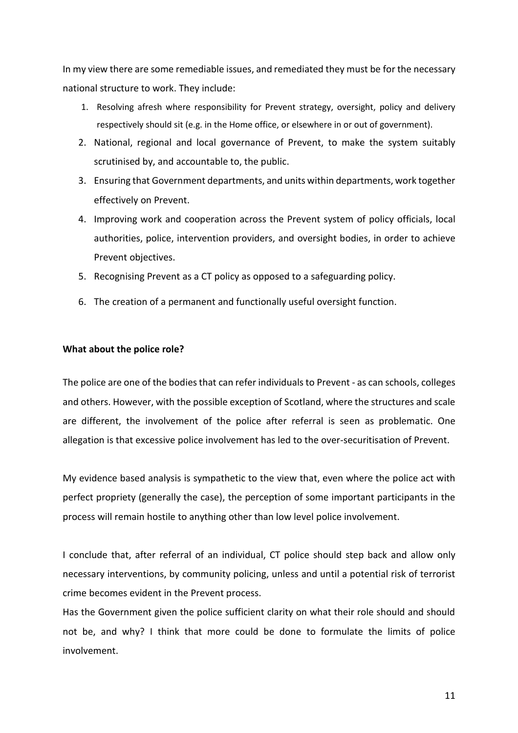In my view there are some remediable issues, and remediated they must be for the necessary national structure to work. They include:

1. Resolving afresh where responsibility for Prevent strategy, oversight, policy and delivery respectively should sit (e.g. in the Home office, or elsewhere in or out of government).
2. National, regional and local governance of Prevent, to make the system suitably scrutinised by, and accountable to, the public.
3. Ensuring that Government departments, and units within departments, work together effectively on Prevent.
4. Improving work and cooperation across the Prevent system of policy officials, local authorities, police, intervention providers, and oversight bodies, in order to achieve Prevent objectives.
5. Recognising Prevent as a CT policy as opposed to a safeguarding policy.
6. The creation of a permanent and functionally useful oversight function.

**What about the police role?**

The police are one of the bodies that can refer individuals to Prevent - as can schools, colleges and others. However, with the possible exception of Scotland, where the structures and scale are different, the involvement of the police after referral is seen as problematic. One allegation is that excessive police involvement has led to the over-securitisation of Prevent.

My evidence based analysis is sympathetic to the view that, even where the police act with perfect propriety (generally the case), the perception of some important participants in the process will remain hostile to anything other than low level police involvement.

I conclude that, after referral of an individual, CT police should step back and allow only necessary interventions, by community policing, unless and until a potential risk of terrorist crime becomes evident in the Prevent process.

Has the Government given the police sufficient clarity on what their role should and should not be, and why? I think that more could be done to formulate the limits of police involvement.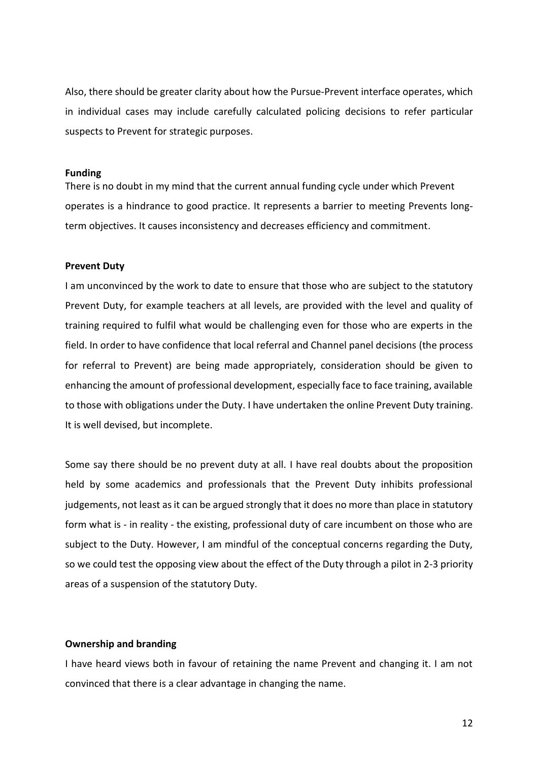Also, there should be greater clarity about how the Pursue-Prevent interface operates, which in individual cases may include carefully calculated policing decisions to refer particular suspects to Prevent for strategic purposes.

**Funding**

There is no doubt in my mind that the current annual funding cycle under which Prevent operates is a hindrance to good practice. It represents a barrier to meeting Prevents long-term objectives. It causes inconsistency and decreases efficiency and commitment.

**Prevent Duty**

I am unconvinced by the work to date to ensure that those who are subject to the statutory Prevent Duty, for example teachers at all levels, are provided with the level and quality of training required to fulfil what would be challenging even for those who are experts in the field. In order to have confidence that local referral and Channel panel decisions (the process for referral to Prevent) are being made appropriately, consideration should be given to enhancing the amount of professional development, especially face to face training, available to those with obligations under the Duty. I have undertaken the online Prevent Duty training. It is well devised, but incomplete.

Some say there should be no prevent duty at all. I have real doubts about the proposition held by some academics and professionals that the Prevent Duty inhibits professional judgements, not least as it can be argued strongly that it does no more than place in statutory form what is - in reality - the existing, professional duty of care incumbent on those who are subject to the Duty. However, I am mindful of the conceptual concerns regarding the Duty, so we could test the opposing view about the effect of the Duty through a pilot in 2-3 priority areas of a suspension of the statutory Duty.

**Ownership and branding**

I have heard views both in favour of retaining the name Prevent and changing it. I am not convinced that there is a clear advantage in changing the name.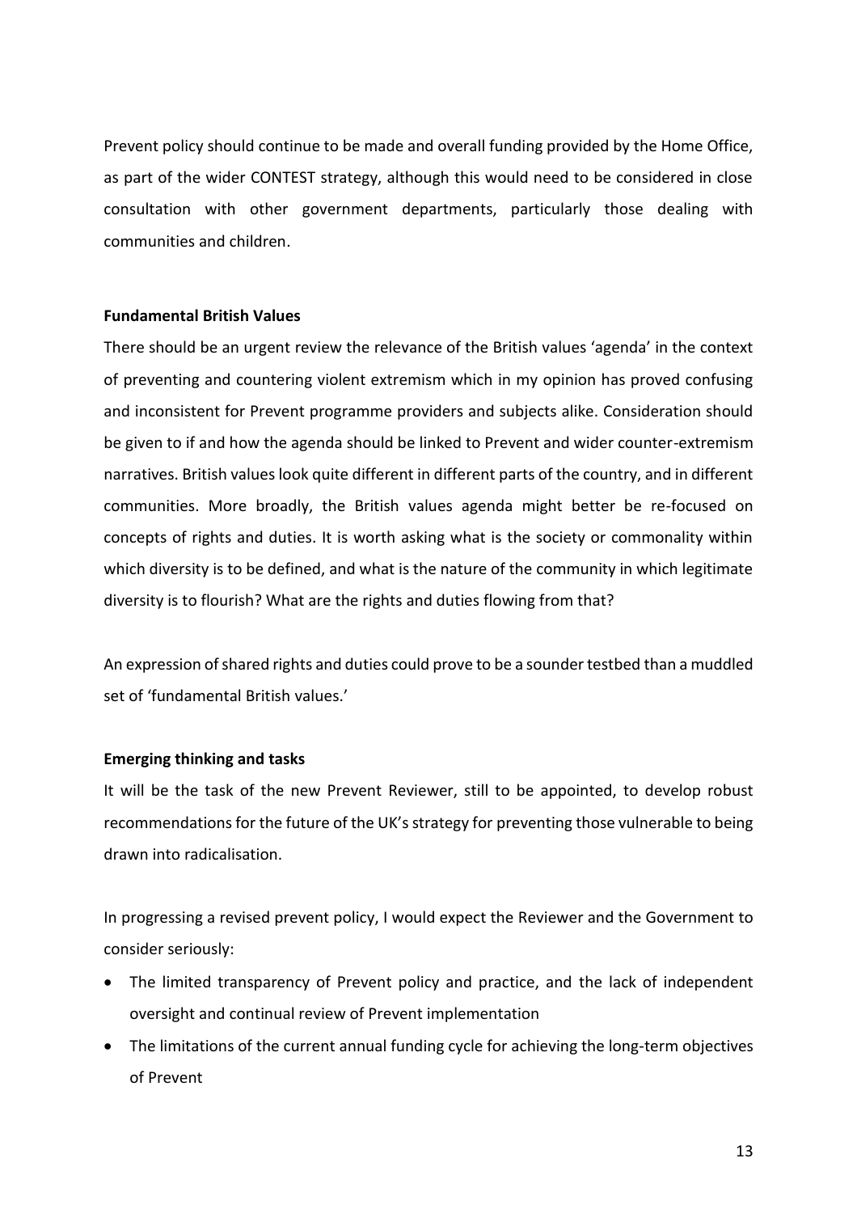Prevent policy should continue to be made and overall funding provided by the Home Office, as part of the wider CONTEST strategy, although this would need to be considered in close consultation with other government departments, particularly those dealing with communities and children.

**Fundamental British Values**

There should be an urgent review the relevance of the British values 'agenda' in the context of preventing and countering violent extremism which in my opinion has proved confusing and inconsistent for Prevent programme providers and subjects alike. Consideration should be given to if and how the agenda should be linked to Prevent and wider counter-extremism narratives. British values look quite different in different parts of the country, and in different communities. More broadly, the British values agenda might better be re-focused on concepts of rights and duties. It is worth asking what is the society or commonality within which diversity is to be defined, and what is the nature of the community in which legitimate diversity is to flourish? What are the rights and duties flowing from that?

An expression of shared rights and duties could prove to be a sounder testbed than a muddled set of 'fundamental British values.'

**Emerging thinking and tasks**

It will be the task of the new Prevent Reviewer, still to be appointed, to develop robust recommendations for the future of the UK's strategy for preventing those vulnerable to being drawn into radicalisation.

In progressing a revised prevent policy, I would expect the Reviewer and the Government to consider seriously:

- The limited transparency of Prevent policy and practice, and the lack of independent oversight and continual review of Prevent implementation
- The limitations of the current annual funding cycle for achieving the long-term objectives of Prevent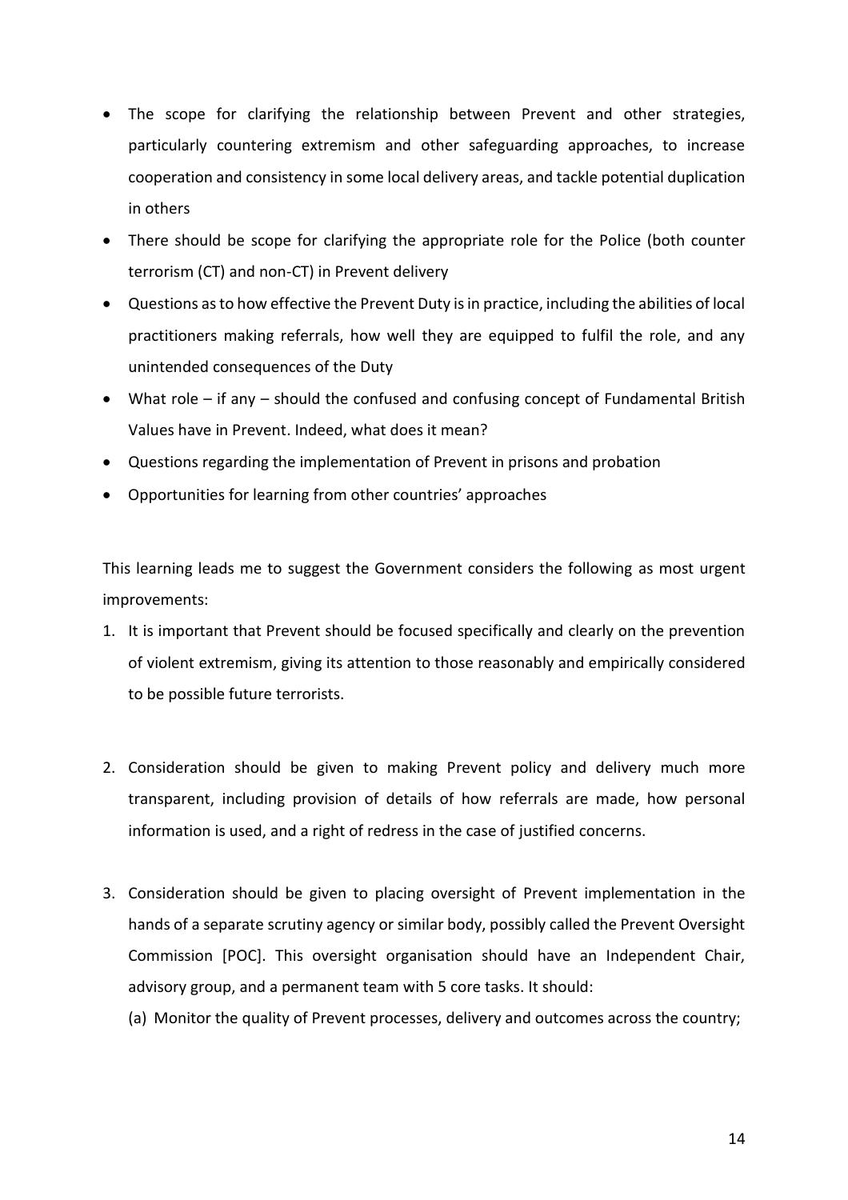- The scope for clarifying the relationship between Prevent and other strategies, particularly countering extremism and other safeguarding approaches, to increase cooperation and consistency in some local delivery areas, and tackle potential duplication in others
- There should be scope for clarifying the appropriate role for the Police (both counter terrorism (CT) and non-CT) in Prevent delivery
- Questions as to how effective the Prevent Duty is in practice, including the abilities of local practitioners making referrals, how well they are equipped to fulfil the role, and any unintended consequences of the Duty
- What role – if any – should the confused and confusing concept of Fundamental British Values have in Prevent. Indeed, what does it mean?
- Questions regarding the implementation of Prevent in prisons and probation
- Opportunities for learning from other countries' approaches

This learning leads me to suggest the Government considers the following as most urgent improvements:

1. It is important that Prevent should be focused specifically and clearly on the prevention of violent extremism, giving its attention to those reasonably and empirically considered to be possible future terrorists.

2. Consideration should be given to making Prevent policy and delivery much more transparent, including provision of details of how referrals are made, how personal information is used, and a right of redress in the case of justified concerns.

3. Consideration should be given to placing oversight of Prevent implementation in the hands of a separate scrutiny agency or similar body, possibly called the Prevent Oversight Commission [POC]. This oversight organisation should have an Independent Chair, advisory group, and a permanent team with 5 core tasks. It should:

   (a) Monitor the quality of Prevent processes, delivery and outcomes across the country;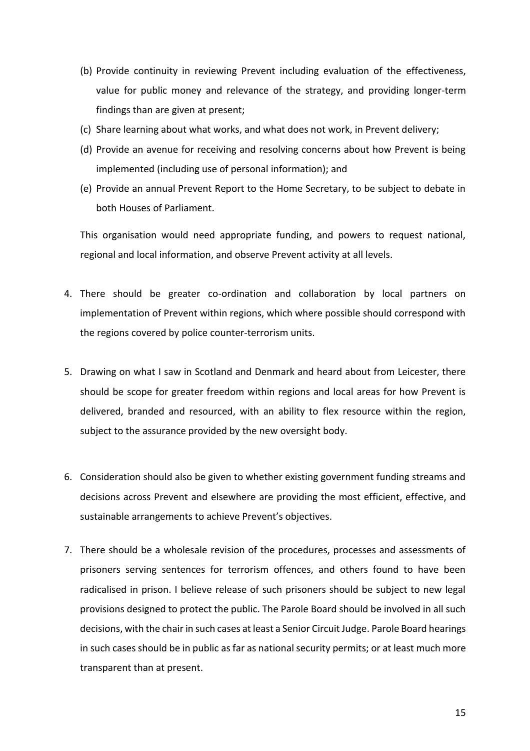(b) Provide continuity in reviewing Prevent including evaluation of the effectiveness, value for public money and relevance of the strategy, and providing longer-term findings than are given at present;

(c) Share learning about what works, and what does not work, in Prevent delivery;

(d) Provide an avenue for receiving and resolving concerns about how Prevent is being implemented (including use of personal information); and

(e) Provide an annual Prevent Report to the Home Secretary, to be subject to debate in both Houses of Parliament.

This organisation would need appropriate funding, and powers to request national, regional and local information, and observe Prevent activity at all levels.

4. There should be greater co-ordination and collaboration by local partners on implementation of Prevent within regions, which where possible should correspond with the regions covered by police counter-terrorism units.

5. Drawing on what I saw in Scotland and Denmark and heard about from Leicester, there should be scope for greater freedom within regions and local areas for how Prevent is delivered, branded and resourced, with an ability to flex resource within the region, subject to the assurance provided by the new oversight body.

6. Consideration should also be given to whether existing government funding streams and decisions across Prevent and elsewhere are providing the most efficient, effective, and sustainable arrangements to achieve Prevent's objectives.

7. There should be a wholesale revision of the procedures, processes and assessments of prisoners serving sentences for terrorism offences, and others found to have been radicalised in prison. I believe release of such prisoners should be subject to new legal provisions designed to protect the public. The Parole Board should be involved in all such decisions, with the chair in such cases at least a Senior Circuit Judge. Parole Board hearings in such cases should be in public as far as national security permits; or at least much more transparent than at present.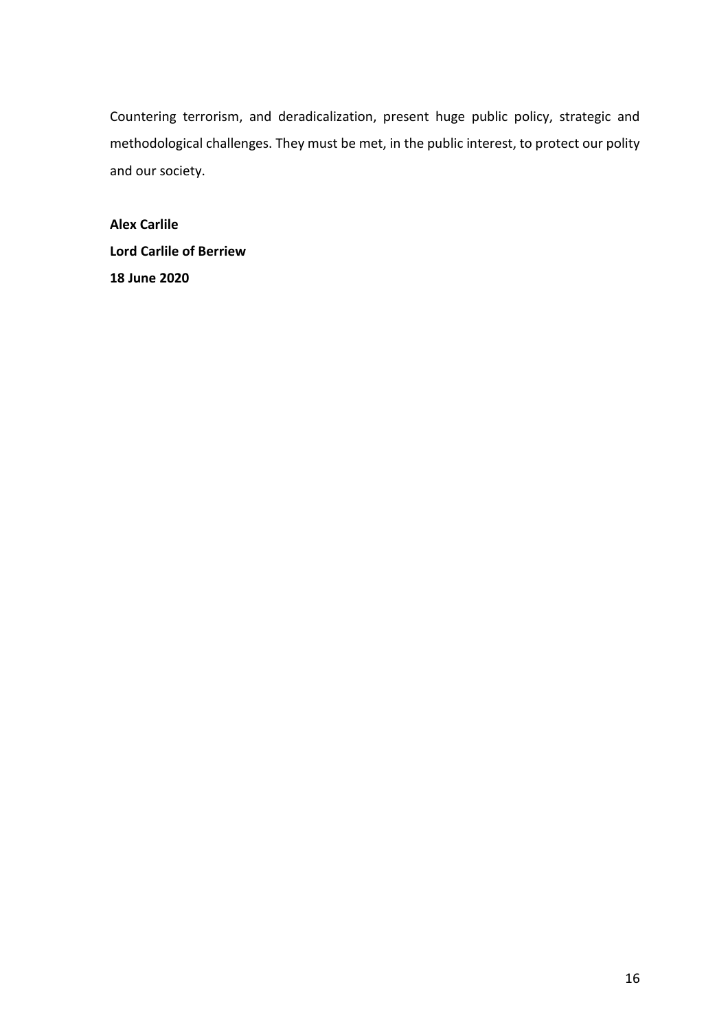Countering terrorism, and deradicalization, present huge public policy, strategic and methodological challenges. They must be met, in the public interest, to protect our polity and our society.

**Alex Carlile**
**Lord Carlile of Berriew**
**18 June 2020**